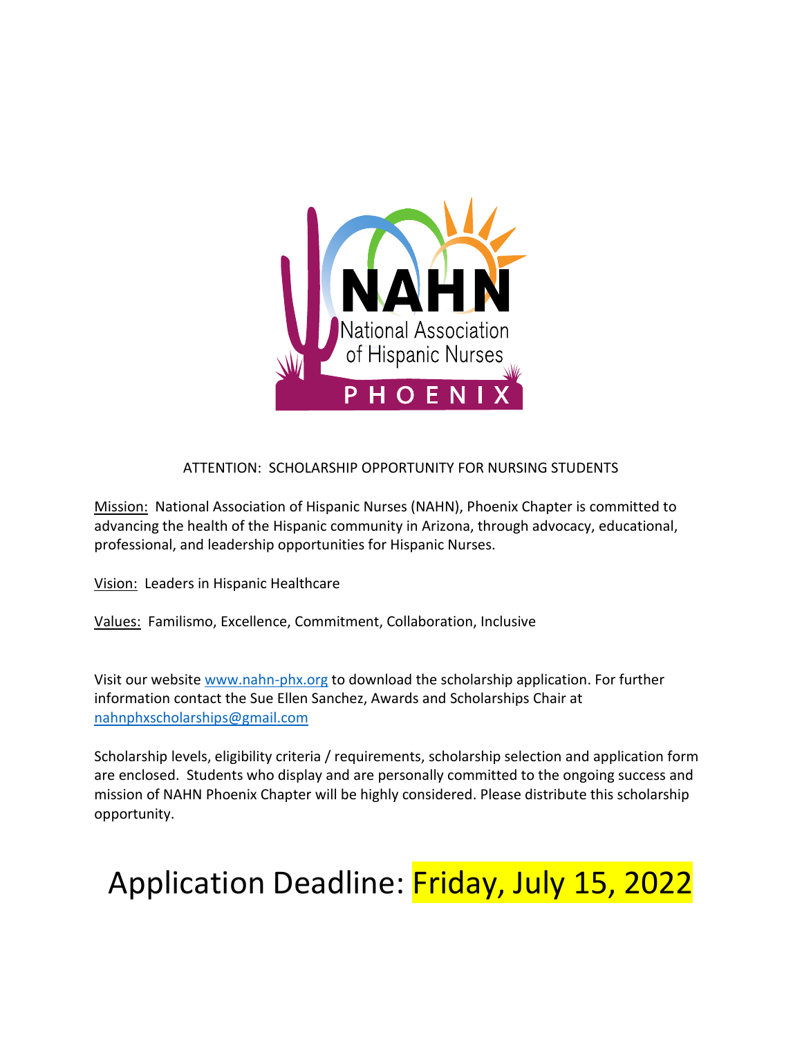NAHN

National Association of Hispanic Nurses

PHOENIX

ATTENTION: SCHOLARSHIP OPPORTUNITY FOR NURSING STUDENTS

Mission: National Association of Hispanic Nurses (NAHN), Phoenix Chapter is committed to advancing the health of the Hispanic community in Arizona, through advocacy, educational, professional, and leadership opportunities for Hispanic Nurses.

Vision: Leaders in Hispanic Healthcare

Values: Familismo, Excellence, Commitment, Collaboration, Inclusive

Visit our website www.nahn-phx.org to download the scholarship application. For further information contact the Sue Ellen Sanchez, Awards and Scholarships Chair at nahnphxscholarships@gmail.com

Scholarship levels, eligibility criteria / requirements, scholarship selection and application form are enclosed. Students who display and are personally committed to the ongoing success and mission of NAHN Phoenix Chapter will be highly considered. Please distribute this scholarship opportunity.

# Application Deadline: Friday, July 15, 2022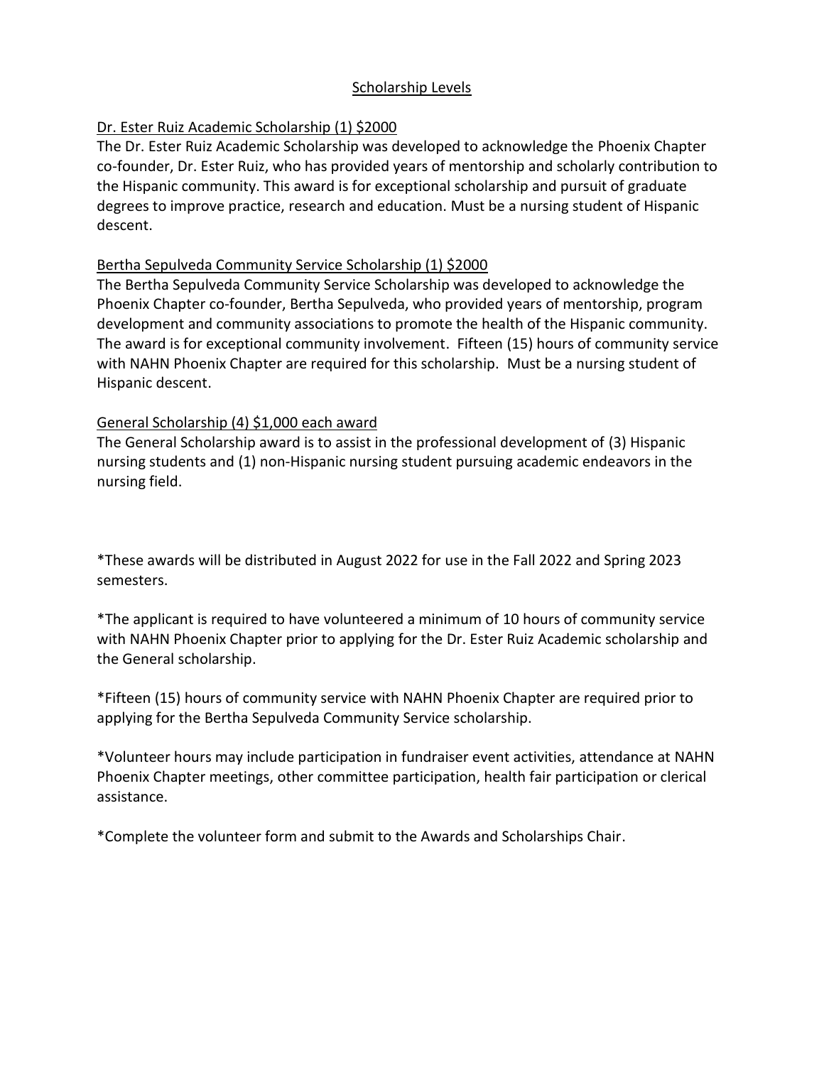## Scholarship Levels

### Dr. Ester Ruiz Academic Scholarship (1) $2000

The Dr. Ester Ruiz Academic Scholarship was developed to acknowledge the Phoenix Chapter co-founder, Dr. Ester Ruiz, who has provided years of mentorship and scholarly contribution to the Hispanic community. This award is for exceptional scholarship and pursuit of graduate degrees to improve practice, research and education. Must be a nursing student of Hispanic descent.

### Bertha Sepulveda Community Service Scholarship (1) $2000

The Bertha Sepulveda Community Service Scholarship was developed to acknowledge the Phoenix Chapter co-founder, Bertha Sepulveda, who provided years of mentorship, program development and community associations to promote the health of the Hispanic community. The award is for exceptional community involvement. Fifteen (15) hours of community service with NAHN Phoenix Chapter are required for this scholarship. Must be a nursing student of Hispanic descent.

### General Scholarship (4) $1,000 each award

The General Scholarship award is to assist in the professional development of (3) Hispanic nursing students and (1) non-Hispanic nursing student pursuing academic endeavors in the nursing field.

*These awards will be distributed in August 2022 for use in the Fall 2022 and Spring 2023 semesters.

*The applicant is required to have volunteered a minimum of 10 hours of community service with NAHN Phoenix Chapter prior to applying for the Dr. Ester Ruiz Academic scholarship and the General scholarship.

*Fifteen (15) hours of community service with NAHN Phoenix Chapter are required prior to applying for the Bertha Sepulveda Community Service scholarship.

*Volunteer hours may include participation in fundraiser event activities, attendance at NAHN Phoenix Chapter meetings, other committee participation, health fair participation or clerical assistance.

*Complete the volunteer form and submit to the Awards and Scholarships Chair.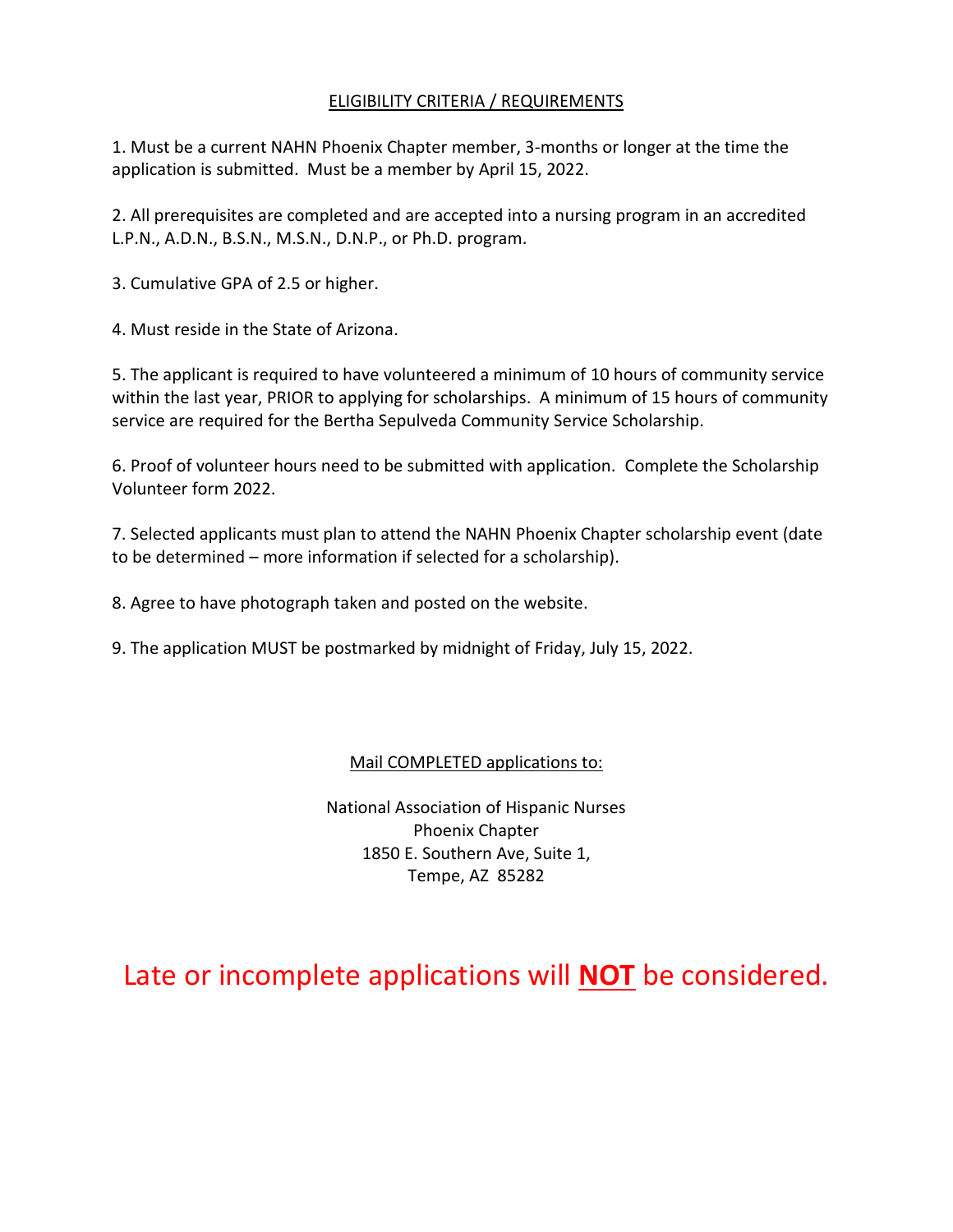## ELIGIBILITY CRITERIA / REQUIREMENTS

1. Must be a current NAHN Phoenix Chapter member, 3-months or longer at the time the application is submitted. Must be a member by April 15, 2022.

2. All prerequisites are completed and are accepted into a nursing program in an accredited L.P.N., A.D.N., B.S.N., M.S.N., D.N.P., or Ph.D. program.

3. Cumulative GPA of 2.5 or higher.

4. Must reside in the State of Arizona.

5. The applicant is required to have volunteered a minimum of 10 hours of community service within the last year, PRIOR to applying for scholarships. A minimum of 15 hours of community service are required for the Bertha Sepulveda Community Service Scholarship.

6. Proof of volunteer hours need to be submitted with application. Complete the Scholarship Volunteer form 2022.

7. Selected applicants must plan to attend the NAHN Phoenix Chapter scholarship event (date to be determined – more information if selected for a scholarship).

8. Agree to have photograph taken and posted on the website.

9. The application MUST be postmarked by midnight of Friday, July 15, 2022.

Mail COMPLETED applications to:

National Association of Hispanic Nurses
Phoenix Chapter
1850 E. Southern Ave, Suite 1,
Tempe, AZ 85282

Late or incomplete applications will **NOT** be considered.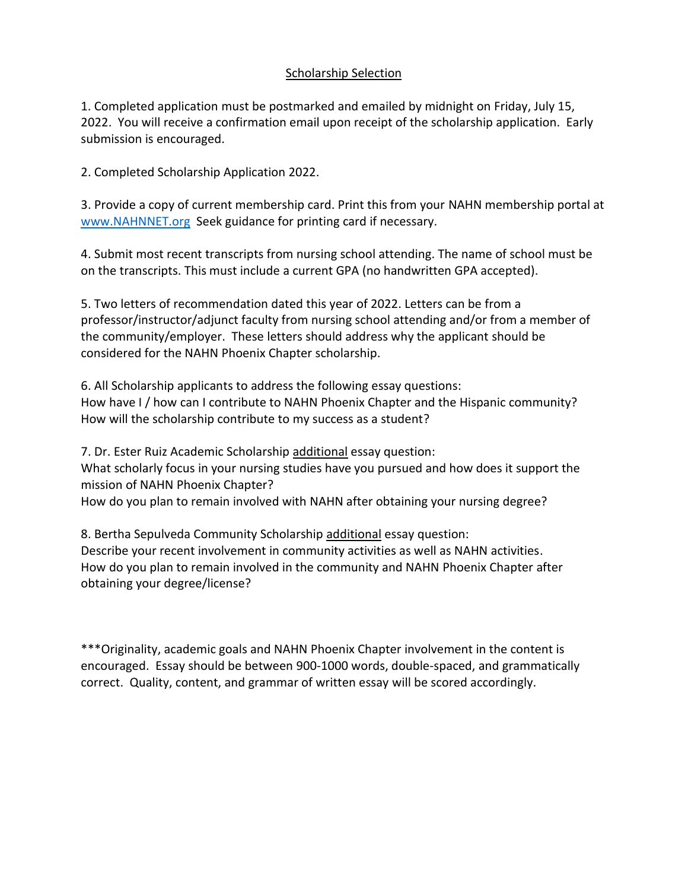# Scholarship Selection

1. Completed application must be postmarked and emailed by midnight on Friday, July 15, 2022. You will receive a confirmation email upon receipt of the scholarship application. Early submission is encouraged.

2. Completed Scholarship Application 2022.

3. Provide a copy of current membership card. Print this from your NAHN membership portal at [www.NAHNNET.org](http://www.NAHNNET.org) Seek guidance for printing card if necessary.

4. Submit most recent transcripts from nursing school attending. The name of school must be on the transcripts. This must include a current GPA (no handwritten GPA accepted).

5. Two letters of recommendation dated this year of 2022. Letters can be from a professor/instructor/adjunct faculty from nursing school attending and/or from a member of the community/employer. These letters should address why the applicant should be considered for the NAHN Phoenix Chapter scholarship.

6. All Scholarship applicants to address the following essay questions:
How have I / how can I contribute to NAHN Phoenix Chapter and the Hispanic community?
How will the scholarship contribute to my success as a student?

7. Dr. Ester Ruiz Academic Scholarship <u>additional</u> essay question:
What scholarly focus in your nursing studies have you pursued and how does it support the mission of NAHN Phoenix Chapter?
How do you plan to remain involved with NAHN after obtaining your nursing degree?

8. Bertha Sepulveda Community Scholarship <u>additional</u> essay question:
Describe your recent involvement in community activities as well as NAHN activities.
How do you plan to remain involved in the community and NAHN Phoenix Chapter after obtaining your degree/license?

***Originality, academic goals and NAHN Phoenix Chapter involvement in the content is encouraged. Essay should be between 900-1000 words, double-spaced, and grammatically correct. Quality, content, and grammar of written essay will be scored accordingly.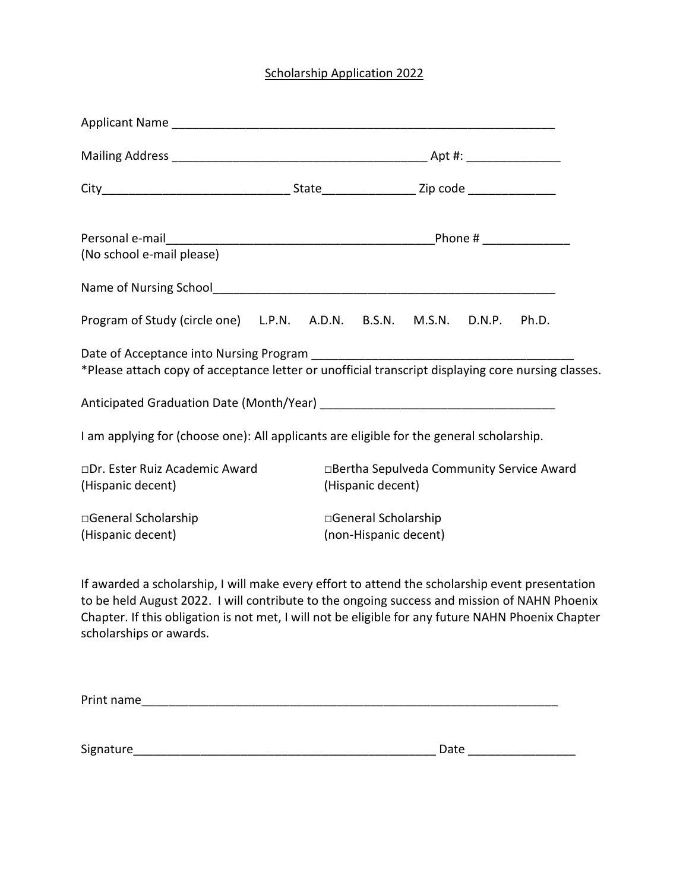Scholarship Application 2022

Applicant Name ___________________________________________________________

Mailing Address _____________________________________ Apt #: ______________

City___________________________ State______________ Zip code _____________

Personal e-mail_______________________________________Phone # _____________
(No school e-mail please)

Name of Nursing School_____________________________________________________

Program of Study (circle one) L.P.N. A.D.N. B.S.N. M.S.N. D.N.P. Ph.D.

Date of Acceptance into Nursing Program ______________________________________
*Please attach copy of acceptance letter or unofficial transcript displaying core nursing classes.

Anticipated Graduation Date (Month/Year) ___________________________________

I am applying for (choose one): All applicants are eligible for the general scholarship.

□Dr. Ester Ruiz Academic Award
(Hispanic decent)

□Bertha Sepulveda Community Service Award
(Hispanic decent)

□General Scholarship
(Hispanic decent)

□General Scholarship
(non-Hispanic decent)

If awarded a scholarship, I will make every effort to attend the scholarship event presentation to be held August 2022. I will contribute to the ongoing success and mission of NAHN Phoenix Chapter. If this obligation is not met, I will not be eligible for any future NAHN Phoenix Chapter scholarships or awards.

Print name______________________________________________________________

Signature_____________________________________________ Date ________________